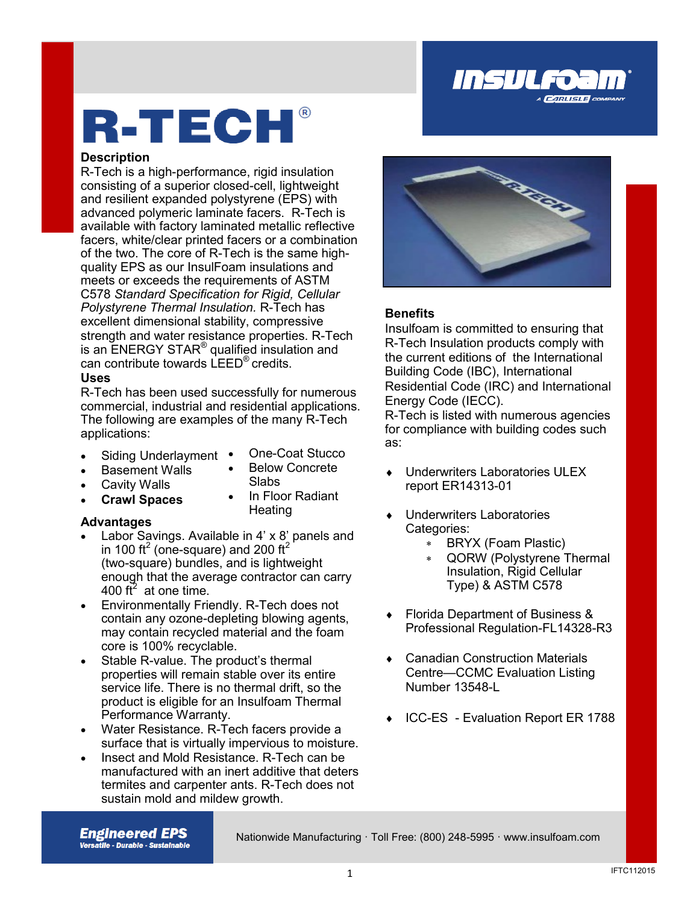# R-TECH®

INSULFOAM® A CARLISLE COMPANY

## Description

R-Tech is a high-performance, rigid insulation consisting of a superior closed-cell, lightweight and resilient expanded polystyrene (EPS) with advanced polymeric laminate facers. R-Tech is available with factory laminated metallic reflective facers, white/clear printed facers or a combination of the two. The core of R-Tech is the same high-quality EPS as our InsulFoam insulations and meets or exceeds the requirements of ASTM C578 *Standard Specification for Rigid, Cellular Polystyrene Thermal Insulation.* R-Tech has excellent dimensional stability, compressive strength and water resistance properties. R-Tech is an ENERGY STAR® qualified insulation and can contribute towards LEED® credits.

## Uses

R-Tech has been used successfully for numerous commercial, industrial and residential applications. The following are examples of the many R-Tech applications:

- Siding Underlayment
- Basement Walls
- Cavity Walls
- **Crawl Spaces**
- One-Coat Stucco
- Below Concrete Slabs
- In Floor Radiant Heating

## Advantages

- Labor Savings. Available in 4' x 8' panels and in 100 ft$^2$ (one-square) and 200 ft$^2$ (two-square) bundles, and is lightweight enough that the average contractor can carry 400 ft$^2$ at one time.
- Environmentally Friendly. R-Tech does not contain any ozone-depleting blowing agents, may contain recycled material and the foam core is 100% recyclable.
- Stable R-value. The product's thermal properties will remain stable over its entire service life. There is no thermal drift, so the product is eligible for an Insulfoam Thermal Performance Warranty.
- Water Resistance. R-Tech facers provide a surface that is virtually impervious to moisture.
- Insect and Mold Resistance. R-Tech can be manufactured with an inert additive that deters termites and carpenter ants. R-Tech does not sustain mold and mildew growth.

## Benefits

Insulfoam is committed to ensuring that R-Tech Insulation products comply with the current editions of the International Building Code (IBC), International Residential Code (IRC) and International Energy Code (IECC).

R-Tech is listed with numerous agencies for compliance with building codes such as:

- Underwriters Laboratories ULEX report ER14313-01
- Underwriters Laboratories Categories:
  - BRYX (Foam Plastic)
  - QORW (Polystyrene Thermal Insulation, Rigid Cellular Type) & ASTM C578
- Florida Department of Business & Professional Regulation-FL14328-R3
- Canadian Construction Materials Centre—CCMC Evaluation Listing Number 13548-L
- ICC-ES - Evaluation Report ER 1788

**Engineered EPS**
Versatile - Durable - Sustainable

Nationwide Manufacturing · Toll Free: (800) 248-5995 · www.insulfoam.com

IFTC112015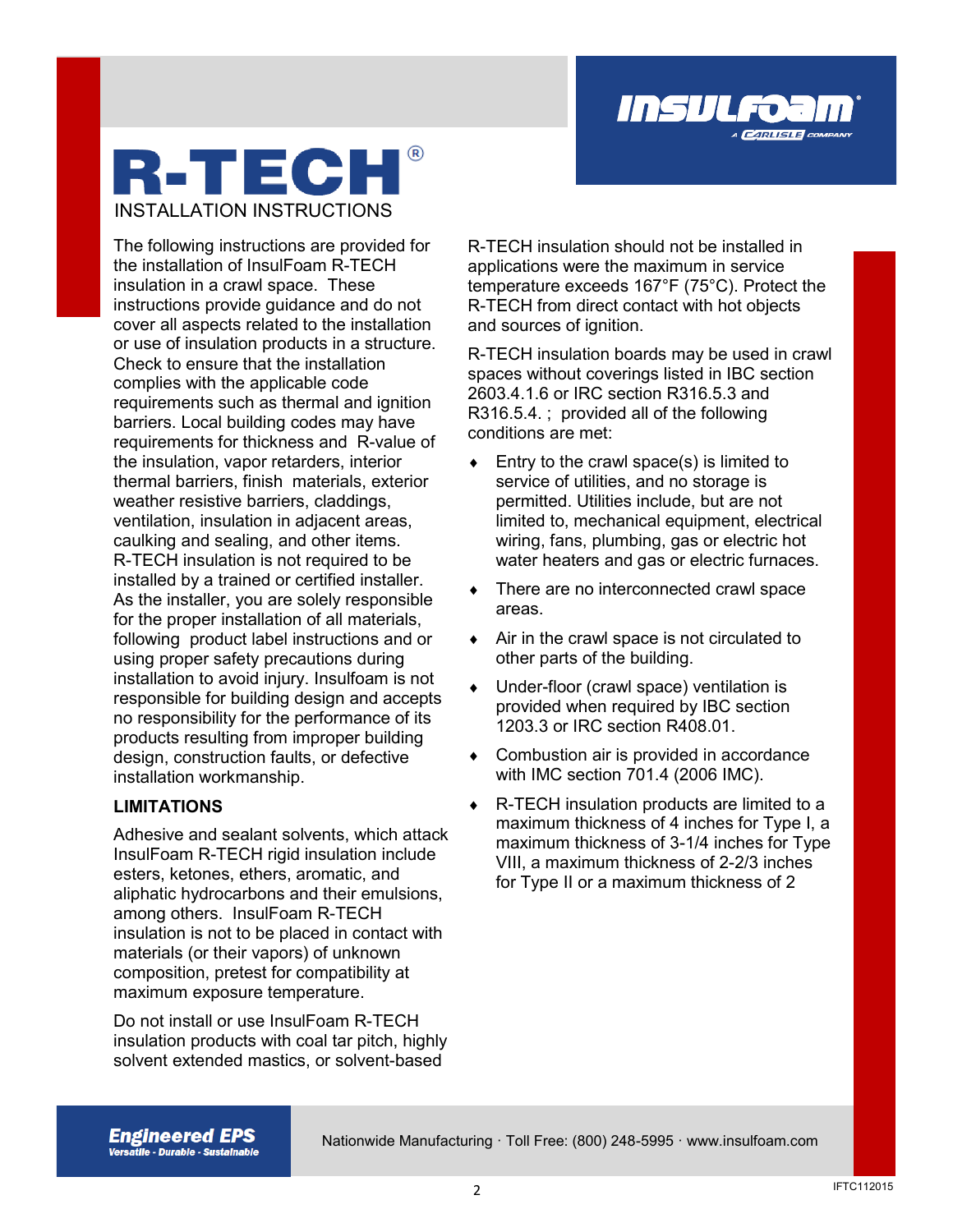# R-TECH®

INSTALLATION INSTRUCTIONS

The following instructions are provided for the installation of InsulFoam R-TECH insulation in a crawl space. These instructions provide guidance and do not cover all aspects related to the installation or use of insulation products in a structure. Check to ensure that the installation complies with the applicable code requirements such as thermal and ignition barriers. Local building codes may have requirements for thickness and R-value of the insulation, vapor retarders, interior thermal barriers, finish materials, exterior weather resistive barriers, claddings, ventilation, insulation in adjacent areas, caulking and sealing, and other items. R-TECH insulation is not required to be installed by a trained or certified installer. As the installer, you are solely responsible for the proper installation of all materials, following product label instructions and or using proper safety precautions during installation to avoid injury. Insulfoam is not responsible for building design and accepts no responsibility for the performance of its products resulting from improper building design, construction faults, or defective installation workmanship.

**LIMITATIONS**

Adhesive and sealant solvents, which attack InsulFoam R-TECH rigid insulation include esters, ketones, ethers, aromatic, and aliphatic hydrocarbons and their emulsions, among others. InsulFoam R-TECH insulation is not to be placed in contact with materials (or their vapors) of unknown composition, pretest for compatibility at maximum exposure temperature.

Do not install or use InsulFoam R-TECH insulation products with coal tar pitch, highly solvent extended mastics, or solvent-based

R-TECH insulation should not be installed in applications were the maximum in service temperature exceeds 167°F (75°C). Protect the R-TECH from direct contact with hot objects and sources of ignition.

R-TECH insulation boards may be used in crawl spaces without coverings listed in IBC section 2603.4.1.6 or IRC section R316.5.3 and R316.5.4. ; provided all of the following conditions are met:

- Entry to the crawl space(s) is limited to service of utilities, and no storage is permitted. Utilities include, but are not limited to, mechanical equipment, electrical wiring, fans, plumbing, gas or electric hot water heaters and gas or electric furnaces.
- There are no interconnected crawl space areas.
- Air in the crawl space is not circulated to other parts of the building.
- Under-floor (crawl space) ventilation is provided when required by IBC section 1203.3 or IRC section R408.01.
- Combustion air is provided in accordance with IMC section 701.4 (2006 IMC).
- R-TECH insulation products are limited to a maximum thickness of 4 inches for Type I, a maximum thickness of 3-1/4 inches for Type VIII, a maximum thickness of 2-2/3 inches for Type II or a maximum thickness of 2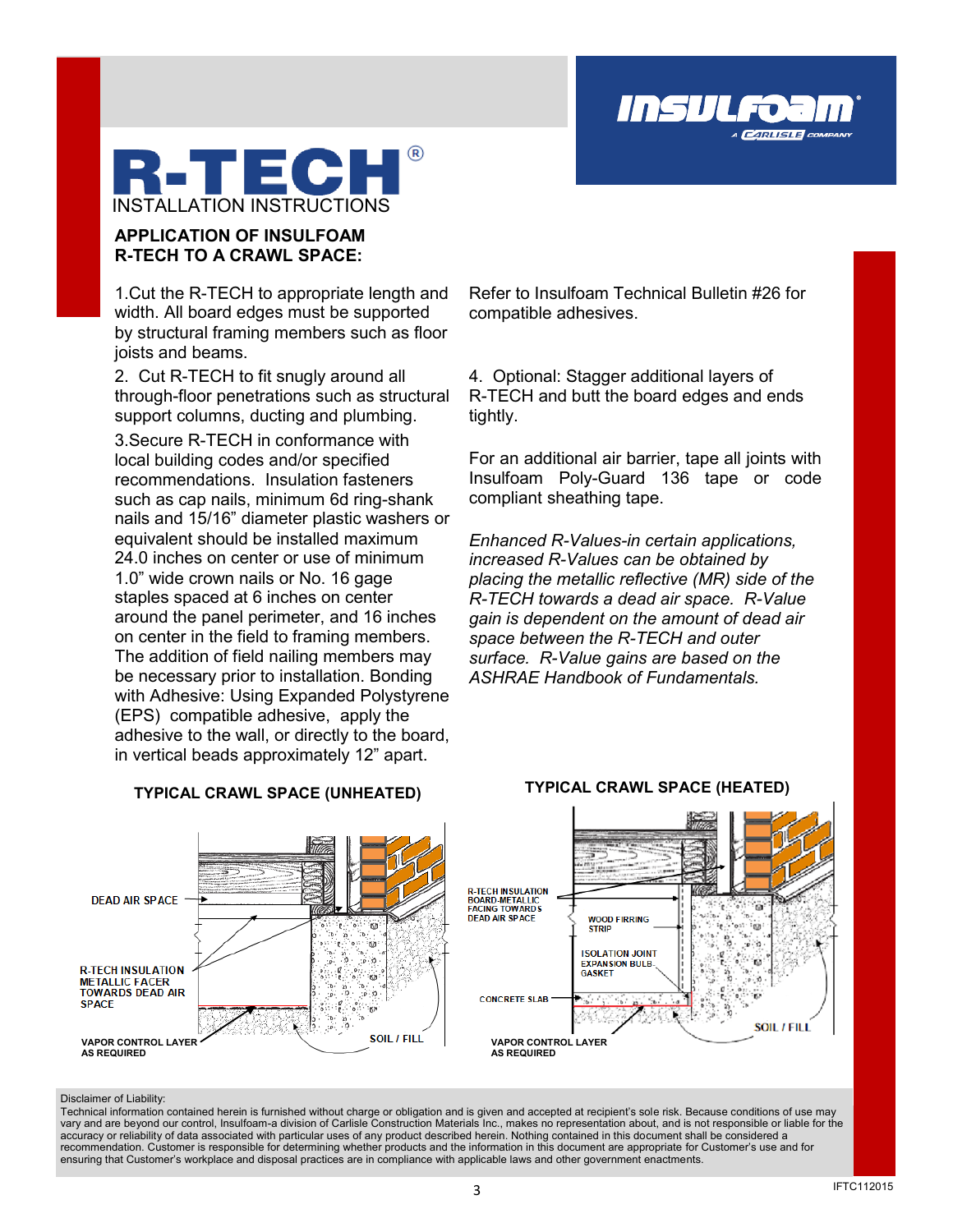# R-TECH®

INSTALLATION INSTRUCTIONS

## APPLICATION OF INSULFOAM R-TECH TO A CRAWL SPACE:

1.Cut the R-TECH to appropriate length and width. All board edges must be supported by structural framing members such as floor joists and beams.

2. Cut R-TECH to fit snugly around all through-floor penetrations such as structural support columns, ducting and plumbing.

3.Secure R-TECH in conformance with local building codes and/or specified recommendations. Insulation fasteners such as cap nails, minimum 6d ring-shank nails and 15/16" diameter plastic washers or equivalent should be installed maximum 24.0 inches on center or use of minimum 1.0" wide crown nails or No. 16 gage staples spaced at 6 inches on center around the panel perimeter, and 16 inches on center in the field to framing members. The addition of field nailing members may be necessary prior to installation. Bonding with Adhesive: Using Expanded Polystyrene (EPS) compatible adhesive, apply the adhesive to the wall, or directly to the board, in vertical beads approximately 12" apart.

Refer to Insulfoam Technical Bulletin #26 for compatible adhesives.

4. Optional: Stagger additional layers of R-TECH and butt the board edges and ends tightly.

For an additional air barrier, tape all joints with Insulfoam Poly-Guard 136 tape or code compliant sheathing tape.

*Enhanced R-Values-in certain applications, increased R-Values can be obtained by placing the metallic reflective (MR) side of the R-TECH towards a dead air space. R-Value gain is dependent on the amount of dead air space between the R-TECH and outer surface. R-Value gains are based on the ASHRAE Handbook of Fundamentals.*

### TYPICAL CRAWL SPACE (UNHEATED)

DEAD AIR SPACE

R-TECH INSULATION METALLIC FACER TOWARDS DEAD AIR SPACE

VAPOR CONTROL LAYER AS REQUIRED

SOIL / FILL

### TYPICAL CRAWL SPACE (HEATED)

R-TECH INSULATION BOARD-METALLIC FACING TOWARDS DEAD AIR SPACE

WOOD FIRRING STRIP

ISOLATION JOINT EXPANSION BULB GASKET

CONCRETE SLAB

VAPOR CONTROL LAYER AS REQUIRED

SOIL / FILL

Disclaimer of Liability:
Technical information contained herein is furnished without charge or obligation and is given and accepted at recipient's sole risk. Because conditions of use may vary and are beyond our control, Insulfoam-a division of Carlisle Construction Materials Inc., makes no representation about, and is not responsible or liable for the accuracy or reliability of data associated with particular uses of any product described herein. Nothing contained in this document shall be considered a recommendation. Customer is responsible for determining whether products and the information in this document are appropriate for Customer's use and for ensuring that Customer's workplace and disposal practices are in compliance with applicable laws and other government enactments.

IFTC112015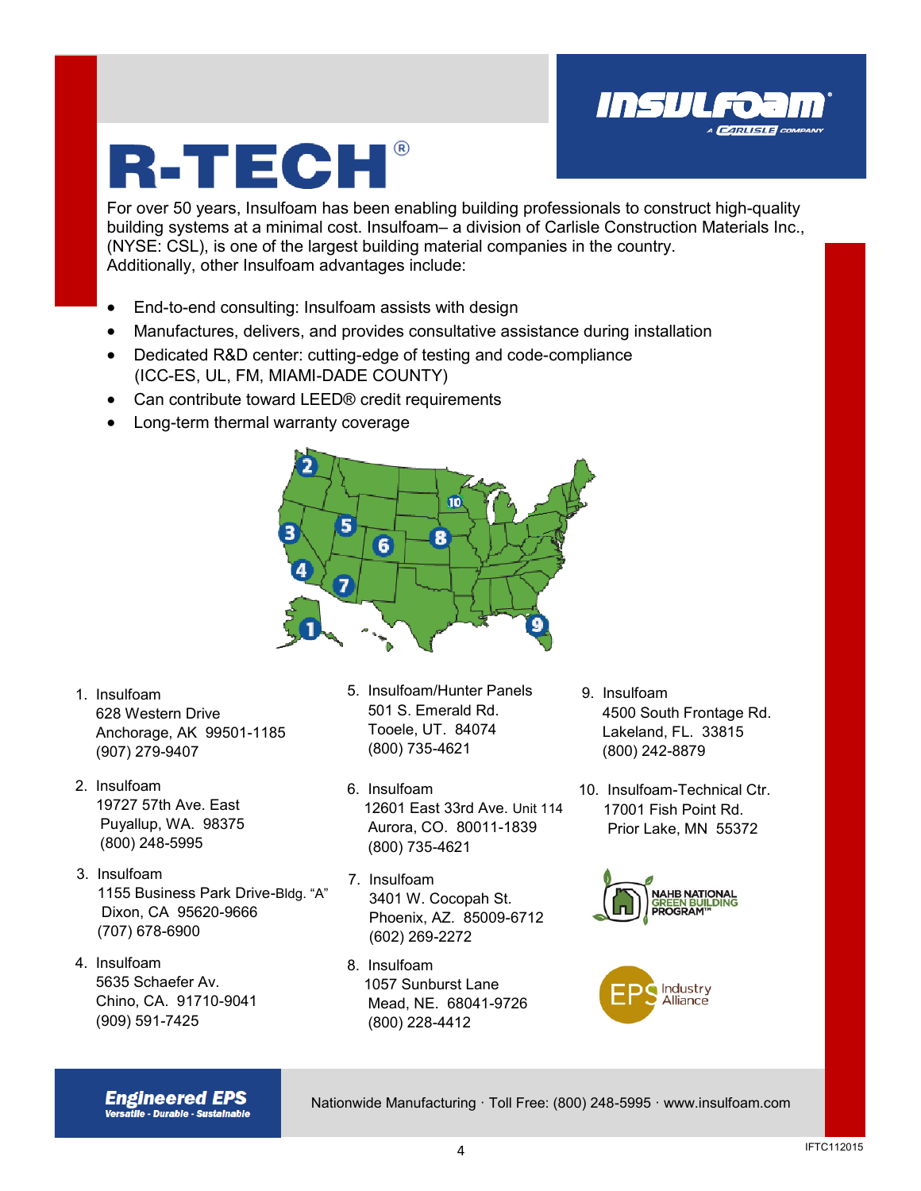# R-TECH®

INSULFOAM®
A CARLISLE COMPANY

For over 50 years, Insulfoam has been enabling building professionals to construct high-quality building systems at a minimal cost. Insulfoam– a division of Carlisle Construction Materials Inc., (NYSE: CSL), is one of the largest building material companies in the country. Additionally, other Insulfoam advantages include:

- End-to-end consulting: Insulfoam assists with design
- Manufactures, delivers, and provides consultative assistance during installation
- Dedicated R&D center: cutting-edge of testing and code-compliance (ICC-ES, UL, FM, MIAMI-DADE COUNTY)
- Can contribute toward LEED® credit requirements
- Long-term thermal warranty coverage

1. Insulfoam
   628 Western Drive
   Anchorage, AK 99501-1185
   (907) 279-9407

2. Insulfoam
   19727 57th Ave. East
   Puyallup, WA. 98375
   (800) 248-5995

3. Insulfoam
   1155 Business Park Drive-Bldg. "A"
   Dixon, CA 95620-9666
   (707) 678-6900

4. Insulfoam
   5635 Schaefer Av.
   Chino, CA. 91710-9041
   (909) 591-7425

5. Insulfoam/Hunter Panels
   501 S. Emerald Rd.
   Tooele, UT. 84074
   (800) 735-4621

6. Insulfoam
   12601 East 33rd Ave. Unit 114
   Aurora, CO. 80011-1839
   (800) 735-4621

7. Insulfoam
   3401 W. Cocopah St.
   Phoenix, AZ. 85009-6712
   (602) 269-2272

8. Insulfoam
   1057 Sunburst Lane
   Mead, NE. 68041-9726
   (800) 228-4412

9. Insulfoam
   4500 South Frontage Rd.
   Lakeland, FL. 33815
   (800) 242-8879

10. Insulfoam-Technical Ctr.
    17001 Fish Point Rd.
    Prior Lake, MN 55372

NAHB NATIONAL GREEN BUILDING PROGRAM™

EPS Industry Alliance

**Engineered EPS**
*Versatile - Durable - Sustainable*

Nationwide Manufacturing · Toll Free: (800) 248-5995 · www.insulfoam.com

IFTC112015